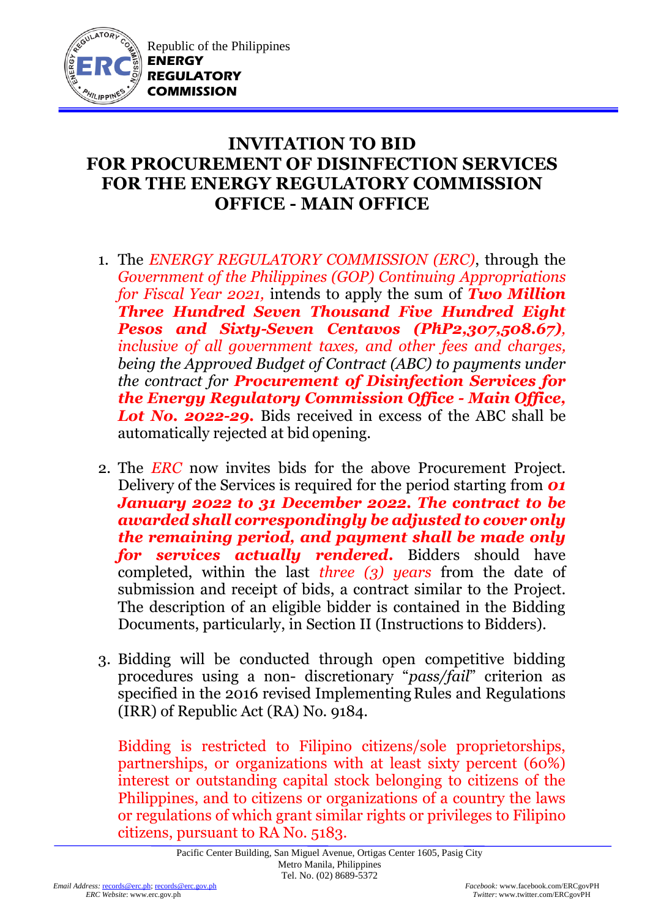Republic of the Philippines
**ENERGY REGULATORY COMMISSION**

# INVITATION TO BID FOR PROCUREMENT OF DISINFECTION SERVICES FOR THE ENERGY REGULATORY COMMISSION OFFICE - MAIN OFFICE

1. The *ENERGY REGULATORY COMMISSION (ERC)*, through the *Government of the Philippines (GOP) Continuing Appropriations for Fiscal Year 2021,* intends to apply the sum of ***Two Million Three Hundred Seven Thousand Five Hundred Eight Pesos and Sixty-Seven Centavos (PhP2,307,508.67)****, inclusive of all government taxes, and other fees and charges, being the Approved Budget of Contract (ABC) to payments under the contract for* ***Procurement of Disinfection Services for the Energy Regulatory Commission Office - Main Office, Lot No. 2022-29.*** Bids received in excess of the ABC shall be automatically rejected at bid opening.

2. The *ERC* now invites bids for the above Procurement Project. Delivery of the Services is required for the period starting from ***01 January 2022 to 31 December 2022. The contract to be awarded shall correspondingly be adjusted to cover only the remaining period, and payment shall be made only for services actually rendered.*** Bidders should have completed, within the last *three (3) years* from the date of submission and receipt of bids, a contract similar to the Project. The description of an eligible bidder is contained in the Bidding Documents, particularly, in Section II (Instructions to Bidders).

3. Bidding will be conducted through open competitive bidding procedures using a non- discretionary "*pass/fail*" criterion as specified in the 2016 revised Implementing Rules and Regulations (IRR) of Republic Act (RA) No. 9184.

   Bidding is restricted to Filipino citizens/sole proprietorships, partnerships, or organizations with at least sixty percent (60%) interest or outstanding capital stock belonging to citizens of the Philippines, and to citizens or organizations of a country the laws or regulations of which grant similar rights or privileges to Filipino citizens, pursuant to RA No. 5183.

Pacific Center Building, San Miguel Avenue, Ortigas Center 1605, Pasig City
Metro Manila, Philippines
Tel. No. (02) 8689-5372

*Email Address:* records@erc.ph; records@erc.gov.ph
*ERC Website*: www.erc.gov.ph

*Facebook:* www.facebook.com/ERCgovPH
*Twitter*: www.twitter.com/ERCgovPH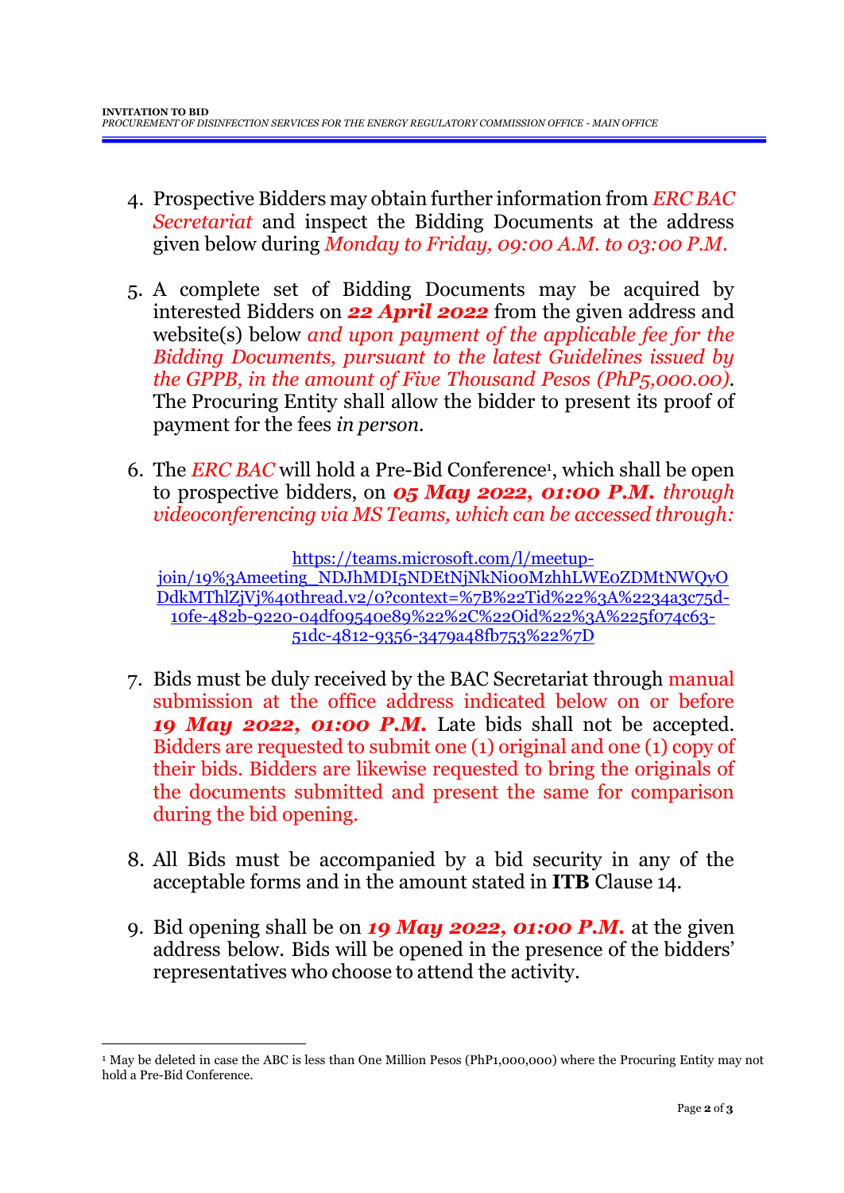4. Prospective Bidders may obtain further information from *ERC BAC Secretariat* and inspect the Bidding Documents at the address given below during *Monday to Friday, 09:00 A.M. to 03:00 P.M.*

5. A complete set of Bidding Documents may be acquired by interested Bidders on ***22 April 2022*** from the given address and website(s) below *and upon payment of the applicable fee for the Bidding Documents, pursuant to the latest Guidelines issued by the GPPB, in the amount of Five Thousand Pesos (PhP5,000.00)*. The Procuring Entity shall allow the bidder to present its proof of payment for the fees *in person.*

6. The *ERC BAC* will hold a Pre-Bid Conference[1], which shall be open to prospective bidders, on ***05 May 2022, 01:00 P.M.*** *through videoconferencing via MS Teams, which can be accessed through:*

   https://teams.microsoft.com/l/meetup-join/19%3Ameeting_NDJhMDI5NDEtNjNkNi00MzhhLWE0ZDMtNWQyODdkMThlZjVj%40thread.v2/0?context=%7B%22Tid%22%3A%2234a3c75d-10fe-482b-9220-04df09540e89%22%2C%22Oid%22%3A%225f074c63-51dc-4812-9356-3479a48fb753%22%7D

7. Bids must be duly received by the BAC Secretariat through manual submission at the office address indicated below on or before ***19 May 2022, 01:00 P.M.*** Late bids shall not be accepted. Bidders are requested to submit one (1) original and one (1) copy of their bids. Bidders are likewise requested to bring the originals of the documents submitted and present the same for comparison during the bid opening.

8. All Bids must be accompanied by a bid security in any of the acceptable forms and in the amount stated in **ITB** Clause 14.

9. Bid opening shall be on ***19 May 2022, 01:00 P.M.*** at the given address below. Bids will be opened in the presence of the bidders' representatives who choose to attend the activity.

---

[1] May be deleted in case the ABC is less than One Million Pesos (PhP1,000,000) where the Procuring Entity may not hold a Pre-Bid Conference.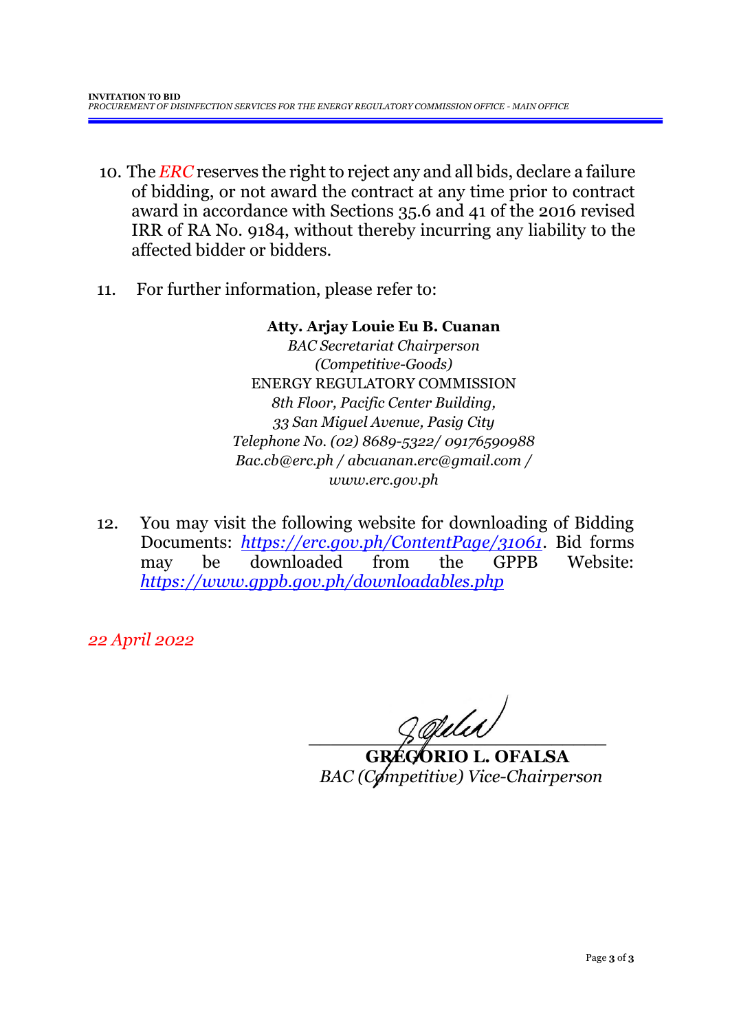10. The *ERC* reserves the right to reject any and all bids, declare a failure of bidding, or not award the contract at any time prior to contract award in accordance with Sections 35.6 and 41 of the 2016 revised IRR of RA No. 9184, without thereby incurring any liability to the affected bidder or bidders.

11. For further information, please refer to:

**Atty. Arjay Louie Eu B. Cuanan**
*BAC Secretariat Chairperson*
*(Competitive-Goods)*
ENERGY REGULATORY COMMISSION
*8th Floor, Pacific Center Building,*
*33 San Miguel Avenue, Pasig City*
*Telephone No. (02) 8689-5322/ 09176590988*
*Bac.cb@erc.ph / abcuanan.erc@gmail.com /*
*www.erc.gov.ph*

12. You may visit the following website for downloading of Bidding Documents: *https://erc.gov.ph/ContentPage/31061*. Bid forms may be downloaded from the GPPB Website: *https://www.gppb.gov.ph/downloadables.php*

*22 April 2022*

**GREGORIO L. OFALSA**
*BAC (Competitive) Vice-Chairperson*